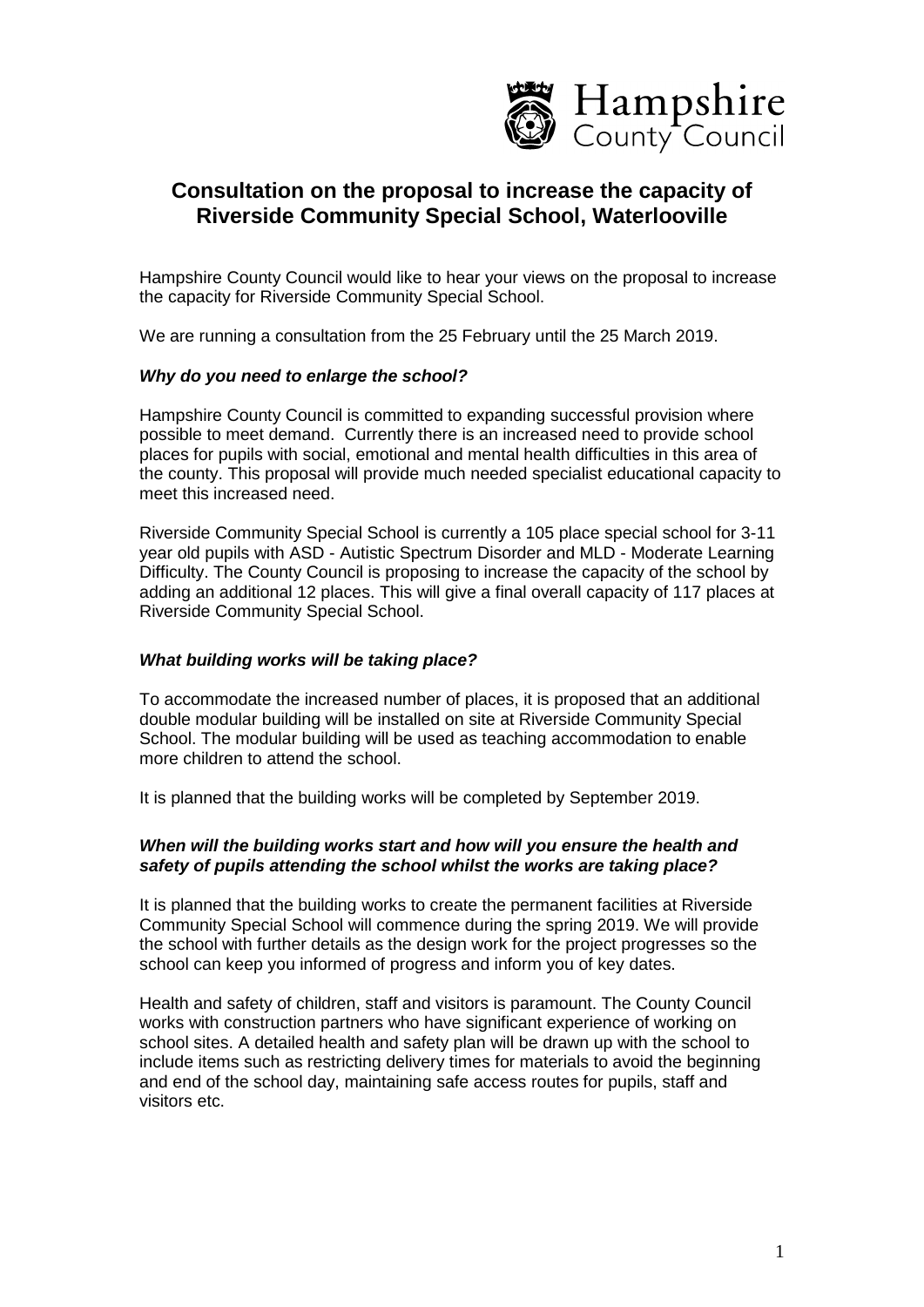Hampshire County Council

# Consultation on the proposal to increase the capacity of Riverside Community Special School, Waterlooville

Hampshire County Council would like to hear your views on the proposal to increase the capacity for Riverside Community Special School.

We are running a consultation from the 25 February until the 25 March 2019.

### ***Why do you need to enlarge the school?***

Hampshire County Council is committed to expanding successful provision where possible to meet demand. Currently there is an increased need to provide school places for pupils with social, emotional and mental health difficulties in this area of the county. This proposal will provide much needed specialist educational capacity to meet this increased need.

Riverside Community Special School is currently a 105 place special school for 3-11 year old pupils with ASD - Autistic Spectrum Disorder and MLD - Moderate Learning Difficulty. The County Council is proposing to increase the capacity of the school by adding an additional 12 places. This will give a final overall capacity of 117 places at Riverside Community Special School.

### ***What building works will be taking place?***

To accommodate the increased number of places, it is proposed that an additional double modular building will be installed on site at Riverside Community Special School. The modular building will be used as teaching accommodation to enable more children to attend the school.

It is planned that the building works will be completed by September 2019.

### ***When will the building works start and how will you ensure the health and safety of pupils attending the school whilst the works are taking place?***

It is planned that the building works to create the permanent facilities at Riverside Community Special School will commence during the spring 2019. We will provide the school with further details as the design work for the project progresses so the school can keep you informed of progress and inform you of key dates.

Health and safety of children, staff and visitors is paramount. The County Council works with construction partners who have significant experience of working on school sites. A detailed health and safety plan will be drawn up with the school to include items such as restricting delivery times for materials to avoid the beginning and end of the school day, maintaining safe access routes for pupils, staff and visitors etc.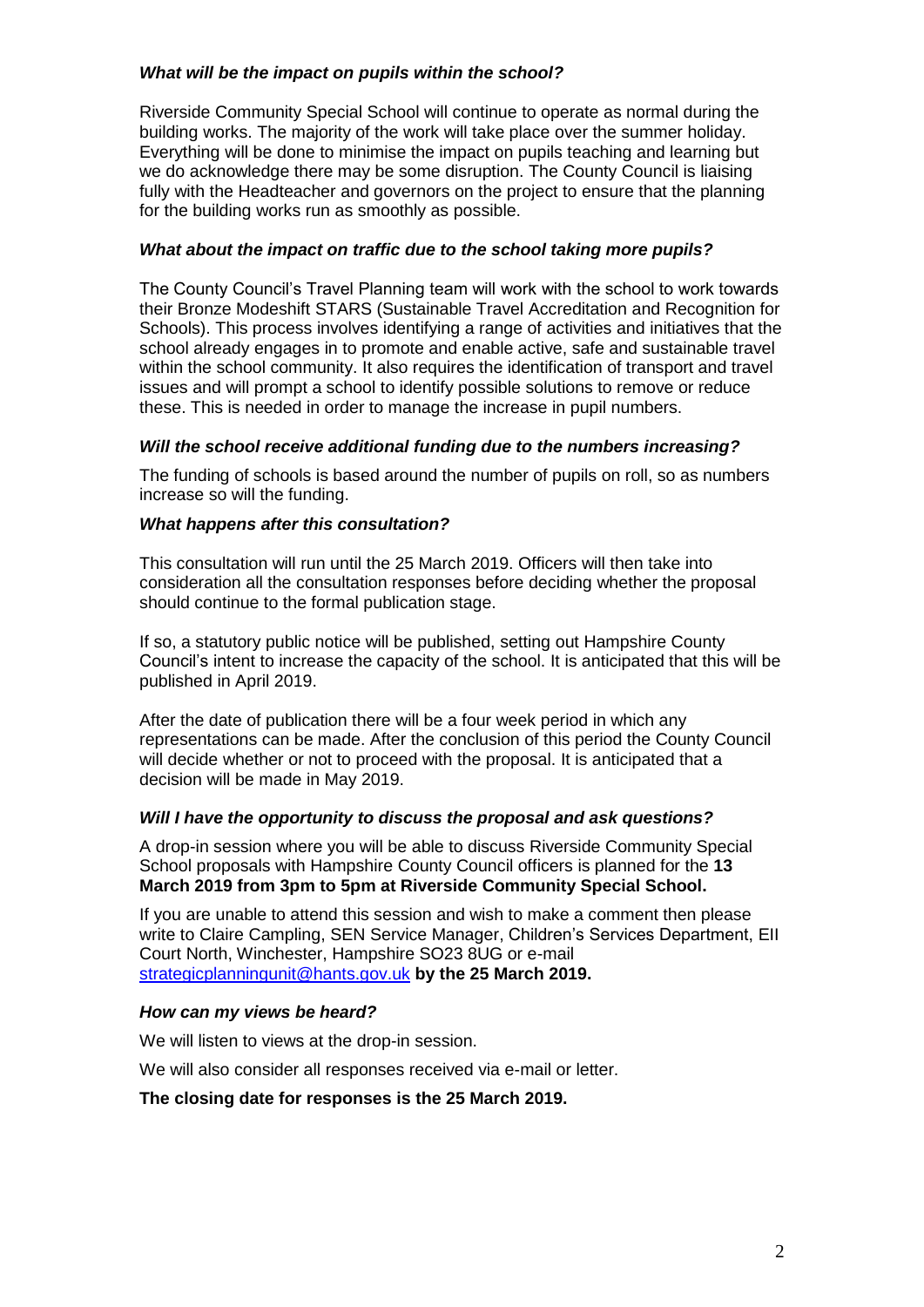### *What will be the impact on pupils within the school?*

Riverside Community Special School will continue to operate as normal during the building works. The majority of the work will take place over the summer holiday. Everything will be done to minimise the impact on pupils teaching and learning but we do acknowledge there may be some disruption. The County Council is liaising fully with the Headteacher and governors on the project to ensure that the planning for the building works run as smoothly as possible.

### *What about the impact on traffic due to the school taking more pupils?*

The County Council's Travel Planning team will work with the school to work towards their Bronze Modeshift STARS (Sustainable Travel Accreditation and Recognition for Schools). This process involves identifying a range of activities and initiatives that the school already engages in to promote and enable active, safe and sustainable travel within the school community. It also requires the identification of transport and travel issues and will prompt a school to identify possible solutions to remove or reduce these. This is needed in order to manage the increase in pupil numbers.

### *Will the school receive additional funding due to the numbers increasing?*

The funding of schools is based around the number of pupils on roll, so as numbers increase so will the funding.

### *What happens after this consultation?*

This consultation will run until the 25 March 2019. Officers will then take into consideration all the consultation responses before deciding whether the proposal should continue to the formal publication stage.

If so, a statutory public notice will be published, setting out Hampshire County Council's intent to increase the capacity of the school. It is anticipated that this will be published in April 2019.

After the date of publication there will be a four week period in which any representations can be made. After the conclusion of this period the County Council will decide whether or not to proceed with the proposal. It is anticipated that a decision will be made in May 2019.

### *Will I have the opportunity to discuss the proposal and ask questions?*

A drop-in session where you will be able to discuss Riverside Community Special School proposals with Hampshire County Council officers is planned for the **13 March 2019 from 3pm to 5pm at Riverside Community Special School.**

If you are unable to attend this session and wish to make a comment then please write to Claire Campling, SEN Service Manager, Children's Services Department, EII Court North, Winchester, Hampshire SO23 8UG or e-mail strategicplanningunit@hants.gov.uk **by the 25 March 2019.**

### *How can my views be heard?*

We will listen to views at the drop-in session.

We will also consider all responses received via e-mail or letter.

**The closing date for responses is the 25 March 2019.**